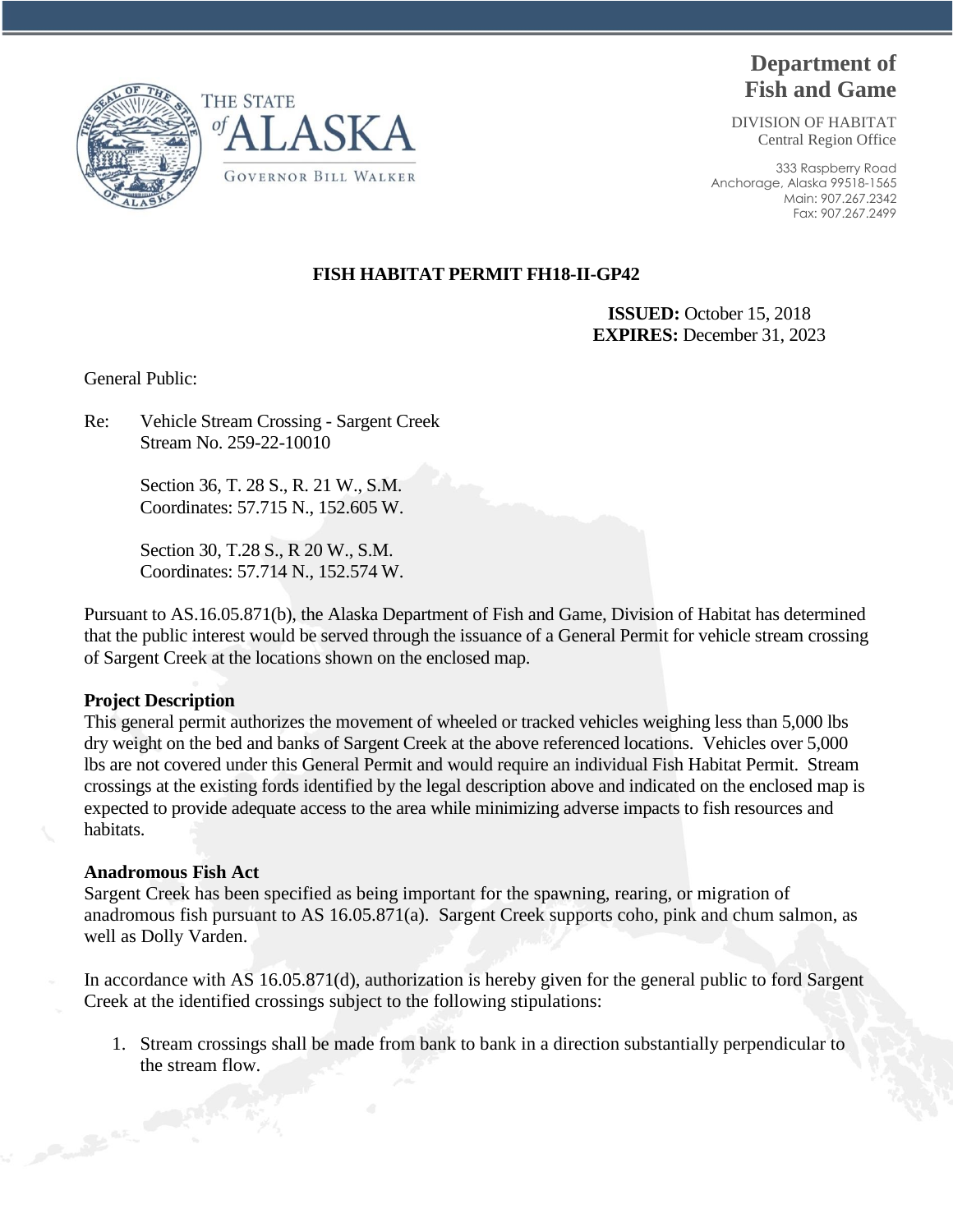THE STATE of ALASKA

GOVERNOR BILL WALKER

**Department of Fish and Game**

DIVISION OF HABITAT
Central Region Office

333 Raspberry Road
Anchorage, Alaska 99518-1565
Main: 907.267.2342
Fax: 907.267.2499

## FISH HABITAT PERMIT FH18-II-GP42

**ISSUED:** October 15, 2018
**EXPIRES:** December 31, 2023

General Public:

Re: Vehicle Stream Crossing - Sargent Creek
Stream No. 259-22-10010

Section 36, T. 28 S., R. 21 W., S.M.
Coordinates: 57.715 N., 152.605 W.

Section 30, T.28 S., R 20 W., S.M.
Coordinates: 57.714 N., 152.574 W.

Pursuant to AS.16.05.871(b), the Alaska Department of Fish and Game, Division of Habitat has determined that the public interest would be served through the issuance of a General Permit for vehicle stream crossing of Sargent Creek at the locations shown on the enclosed map.

**Project Description**

This general permit authorizes the movement of wheeled or tracked vehicles weighing less than 5,000 lbs dry weight on the bed and banks of Sargent Creek at the above referenced locations. Vehicles over 5,000 lbs are not covered under this General Permit and would require an individual Fish Habitat Permit. Stream crossings at the existing fords identified by the legal description above and indicated on the enclosed map is expected to provide adequate access to the area while minimizing adverse impacts to fish resources and habitats.

**Anadromous Fish Act**

Sargent Creek has been specified as being important for the spawning, rearing, or migration of anadromous fish pursuant to AS 16.05.871(a). Sargent Creek supports coho, pink and chum salmon, as well as Dolly Varden.

In accordance with AS 16.05.871(d), authorization is hereby given for the general public to ford Sargent Creek at the identified crossings subject to the following stipulations:

1. Stream crossings shall be made from bank to bank in a direction substantially perpendicular to the stream flow.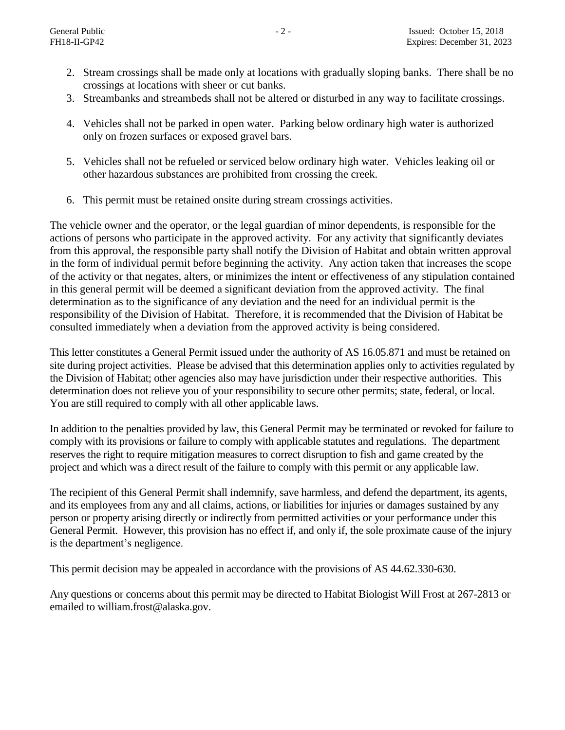2. Stream crossings shall be made only at locations with gradually sloping banks. There shall be no crossings at locations with sheer or cut banks.
3. Streambanks and streambeds shall not be altered or disturbed in any way to facilitate crossings.
4. Vehicles shall not be parked in open water. Parking below ordinary high water is authorized only on frozen surfaces or exposed gravel bars.
5. Vehicles shall not be refueled or serviced below ordinary high water. Vehicles leaking oil or other hazardous substances are prohibited from crossing the creek.
6. This permit must be retained onsite during stream crossings activities.

The vehicle owner and the operator, or the legal guardian of minor dependents, is responsible for the actions of persons who participate in the approved activity. For any activity that significantly deviates from this approval, the responsible party shall notify the Division of Habitat and obtain written approval in the form of individual permit before beginning the activity. Any action taken that increases the scope of the activity or that negates, alters, or minimizes the intent or effectiveness of any stipulation contained in this general permit will be deemed a significant deviation from the approved activity. The final determination as to the significance of any deviation and the need for an individual permit is the responsibility of the Division of Habitat. Therefore, it is recommended that the Division of Habitat be consulted immediately when a deviation from the approved activity is being considered.

This letter constitutes a General Permit issued under the authority of AS 16.05.871 and must be retained on site during project activities. Please be advised that this determination applies only to activities regulated by the Division of Habitat; other agencies also may have jurisdiction under their respective authorities. This determination does not relieve you of your responsibility to secure other permits; state, federal, or local. You are still required to comply with all other applicable laws.

In addition to the penalties provided by law, this General Permit may be terminated or revoked for failure to comply with its provisions or failure to comply with applicable statutes and regulations. The department reserves the right to require mitigation measures to correct disruption to fish and game created by the project and which was a direct result of the failure to comply with this permit or any applicable law.

The recipient of this General Permit shall indemnify, save harmless, and defend the department, its agents, and its employees from any and all claims, actions, or liabilities for injuries or damages sustained by any person or property arising directly or indirectly from permitted activities or your performance under this General Permit. However, this provision has no effect if, and only if, the sole proximate cause of the injury is the department's negligence.

This permit decision may be appealed in accordance with the provisions of AS 44.62.330-630.

Any questions or concerns about this permit may be directed to Habitat Biologist Will Frost at 267-2813 or emailed to william.frost@alaska.gov.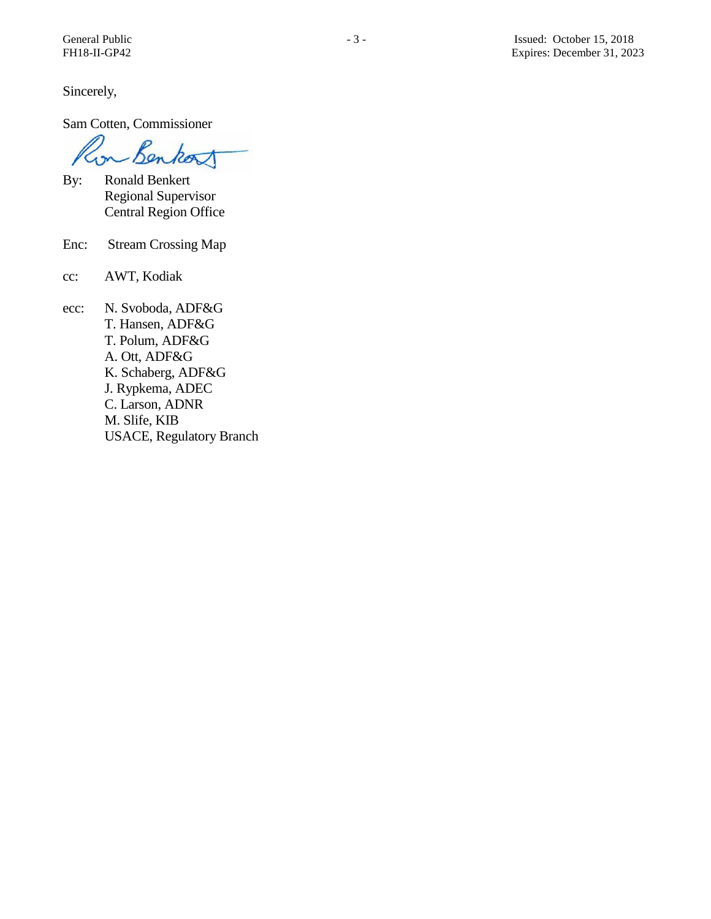Sincerely,

Sam Cotten, Commissioner

By: Ronald Benkert
Regional Supervisor
Central Region Office

Enc: Stream Crossing Map

cc: AWT, Kodiak

ecc: N. Svoboda, ADF&G
T. Hansen, ADF&G
T. Polum, ADF&G
A. Ott, ADF&G
K. Schaberg, ADF&G
J. Rypkema, ADEC
C. Larson, ADNR
M. Slife, KIB
USACE, Regulatory Branch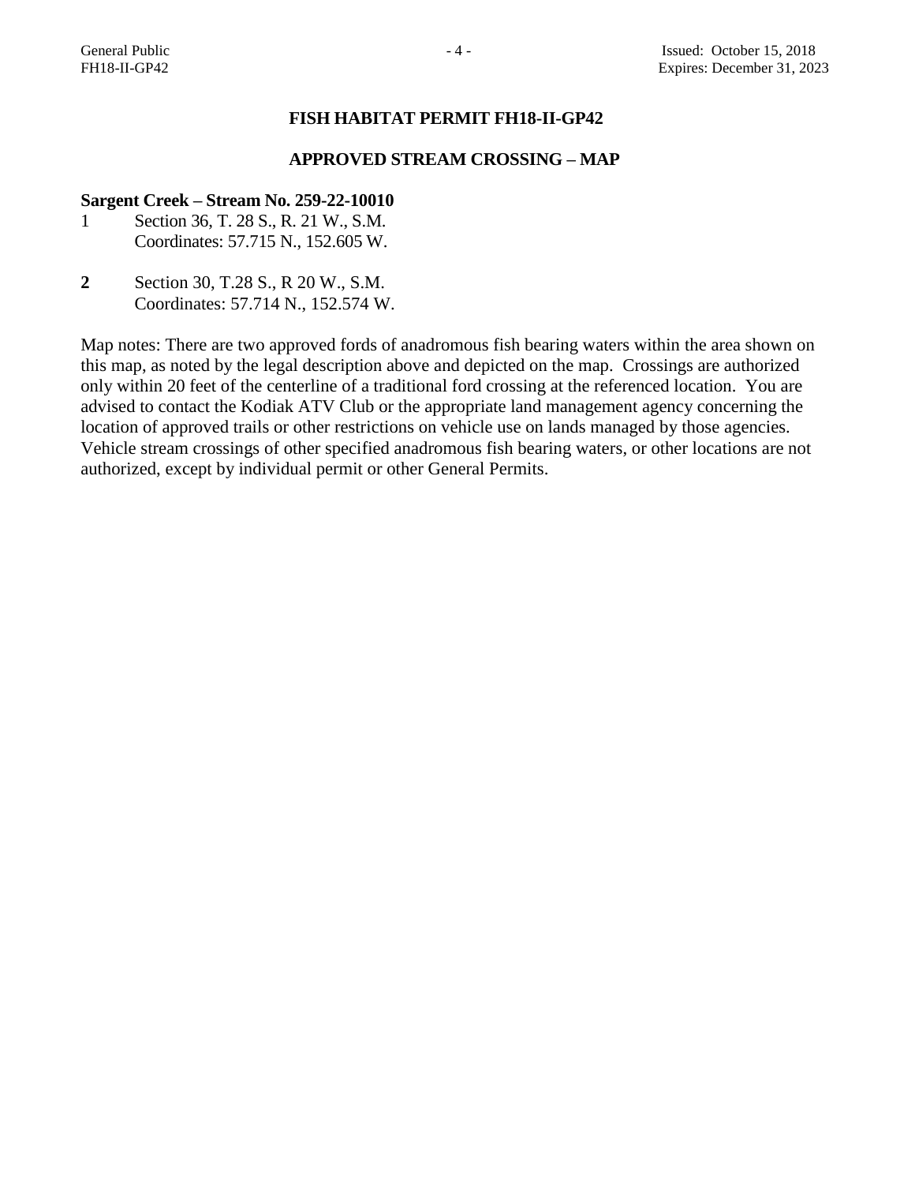## FISH HABITAT PERMIT FH18-II-GP42

### APPROVED STREAM CROSSING – MAP

**Sargent Creek – Stream No. 259-22-10010**

1 Section 36, T. 28 S., R. 21 W., S.M.
Coordinates: 57.715 N., 152.605 W.

**2** Section 30, T.28 S., R 20 W., S.M.
Coordinates: 57.714 N., 152.574 W.

Map notes: There are two approved fords of anadromous fish bearing waters within the area shown on this map, as noted by the legal description above and depicted on the map. Crossings are authorized only within 20 feet of the centerline of a traditional ford crossing at the referenced location. You are advised to contact the Kodiak ATV Club or the appropriate land management agency concerning the location of approved trails or other restrictions on vehicle use on lands managed by those agencies. Vehicle stream crossings of other specified anadromous fish bearing waters, or other locations are not authorized, except by individual permit or other General Permits.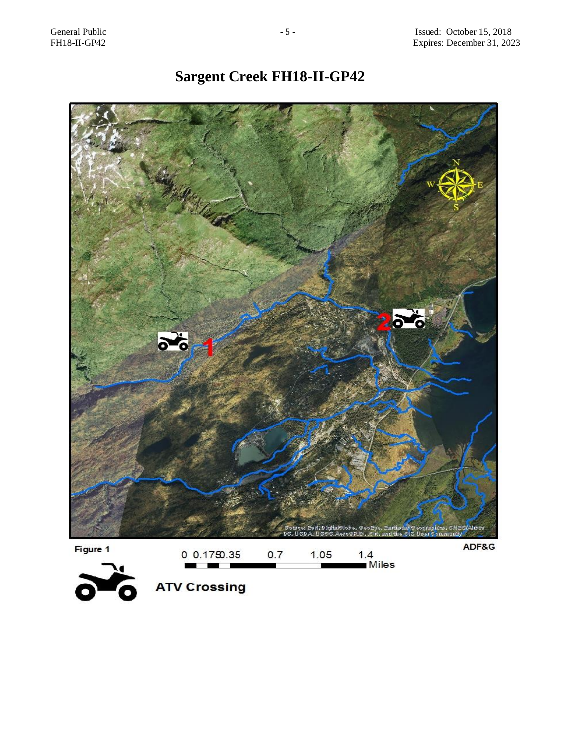# Sargent Creek FH18-II-GP42

N
W
E
S

1
2

Source: Esri, DigitalGlobe, GeoEye, Earthstar Geographics, CNES/Airbus DS, USDA, USGS, AeroGRID, IGN, and the GIS User Community

Figure 1

0 0.175 0.35 0.7 1.05 1.4
Miles

ADF&G

ATV Crossing